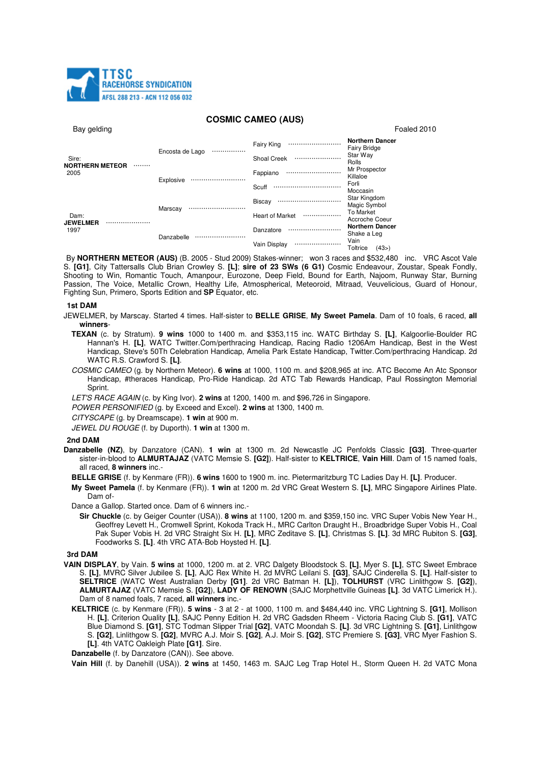**TTSC RACEHORSE SYNDICATION**
AFSL 288 213 - ACN 112 056 032

# COSMIC CAMEO (AUS)

Bay gelding | Foaled 2010

| | | | |
|---|---|---|---|
| Sire: **NORTHERN METEOR** 2005 | Encosta de Lago | Fairy King | **Northern Dancer** |
| | | | Fairy Bridge |
| | | Shoal Creek | Star Way |
| | | | Rolls |
| | Explosive | Fappiano | Mr Prospector |
| | | | Killaloe |
| | | Scuff | Forli |
| | | | Moccasin |
| Dam: **JEWELMER** 1997 | Marscay | Biscay | Star Kingdom |
| | | | Magic Symbol |
| | | Heart of Market | To Market |
| | | | Accroche Coeur |
| | Danzabelle | Danzatore | **Northern Dancer** |
| | | | Shake a Leg |
| | | Vain Display | Vain |
| | | | Toltrice (43>) |

By **NORTHERN METEOR (AUS)** (B. 2005 - Stud 2009) Stakes-winner; won 3 races and $532,480 inc. VRC Ascot Vale S. **[G1]**, City Tattersalls Club Brian Crowley S. **[L]**; **sire of 23 SWs (6 G1)** Cosmic Endeavour, Zoustar, Speak Fondly, Shooting to Win, Romantic Touch, Amanpour, Eurozone, Deep Field, Bound for Earth, Najoom, Runway Star, Burning Passion, The Voice, Metallic Crown, Healthy Life, Atmospherical, Meteoroid, Mitraad, Veuvelicious, Guard of Honour, Fighting Sun, Primero, Sports Edition and **SP** Equator, etc.

### 1st DAM

JEWELMER, by Marscay. Started 4 times. Half-sister to **BELLE GRISE**, **My Sweet Pamela**. Dam of 10 foals, 6 raced, **all winners**-

**TEXAN** (c. by Stratum). **9 wins** 1000 to 1400 m. and $353,115 inc. WATC Birthday S. **[L]**, Kalgoorlie-Boulder RC Hannan's H. **[L]**, WATC Twitter.Com/perthracing Handicap, Racing Radio 1206Am Handicap, Best in the West Handicap, Steve's 50Th Celebration Handicap, Amelia Park Estate Handicap, Twitter.Com/perthracing Handicap. 2d WATC R.S. Crawford S. **[L]**.

*COSMIC CAMEO* (g. by Northern Meteor). **6 wins** at 1000, 1100 m. and $208,965 at inc. ATC Become An Atc Sponsor Handicap, #theraces Handicap, Pro-Ride Handicap. 2d ATC Tab Rewards Handicap, Paul Rossington Memorial Sprint.

*LET'S RACE AGAIN* (c. by King Ivor). **2 wins** at 1200, 1400 m. and $96,726 in Singapore.

*POWER PERSONIFIED* (g. by Exceed and Excel). **2 wins** at 1300, 1400 m.

*CITYSCAPE* (g. by Dreamscape). **1 win** at 900 m.

*JEWEL DU ROUGE* (f. by Duporth). **1 win** at 1300 m.

### 2nd DAM

**Danzabelle (NZ)**, by Danzatore (CAN). **1 win** at 1300 m. 2d Newcastle JC Penfolds Classic **[G3]**. Three-quarter sister-in-blood to **ALMURTAJAZ** (VATC Memsie S. **[G2]**). Half-sister to **KELTRICE**, **Vain Hill**. Dam of 15 named foals, all raced, **8 winners** inc.-

**BELLE GRISE** (f. by Kenmare (FR)). **6 wins** 1600 to 1900 m. inc. Pietermaritzburg TC Ladies Day H. **[L]**. Producer.

**My Sweet Pamela** (f. by Kenmare (FR)). **1 win** at 1200 m. 2d VRC Great Western S. **[L]**, MRC Singapore Airlines Plate. Dam of-

Dance a Gallop. Started once. Dam of 6 winners inc.-

**Sir Chuckle** (c. by Geiger Counter (USA)). **8 wins** at 1100, 1200 m. and $359,150 inc. VRC Super Vobis New Year H., Geoffrey Levett H., Cromwell Sprint, Kokoda Track H., MRC Carlton Draught H., Broadbridge Super Vobis H., Coal Pak Super Vobis H. 2d VRC Straight Six H. **[L]**, MRC Zeditave S. **[L]**, Christmas S. **[L]**. 3d MRC Rubiton S. **[G3]**, Foodworks S. **[L]**. 4th VRC ATA-Bob Hoysted H. **[L]**.

### 3rd DAM

**VAIN DISPLAY**, by Vain. **5 wins** at 1000, 1200 m. at 2. VRC Dalgety Bloodstock S. **[L]**, Myer S. **[L]**, STC Sweet Embrace S. **[L]**, MVRC Silver Jubilee S. **[L]**, AJC Rex White H. 2d MVRC Leilani S. **[G3]**, SAJC Cinderella S. **[L]**. Half-sister to **SELTRICE** (WATC West Australian Derby **[G1]**. 2d VRC Batman H. **[L]**), **TOLHURST** (VRC Linlithgow S. **[G2]**), **ALMURTAJAZ** (VATC Memsie S. **[G2]**), **LADY OF RENOWN** (SAJC Morphettville Guineas **[L]**. 3d VATC Limerick H.). Dam of 8 named foals, 7 raced, **all winners** inc.-

**KELTRICE** (c. by Kenmare (FR)). **5 wins** - 3 at 2 - at 1000, 1100 m. and $484,440 inc. VRC Lightning S. **[G1]**, Mollison H. **[L]**, Criterion Quality **[L]**, SAJC Penny Edition H. 2d VRC Gadsden Rheem - Victoria Racing Club S. **[G1]**, VATC Blue Diamond S. **[G1]**, STC Todman Slipper Trial **[G2]**, VATC Moondah S. **[L]**. 3d VRC Lightning S. **[G1]**, Linlithgow S. **[G2]**, Linlithgow S. **[G2]**, MVRC A.J. Moir S. **[G2]**, A.J. Moir S. **[G2]**, STC Premiere S. **[G3]**, VRC Myer Fashion S. **[L]**. 4th VATC Oakleigh Plate **[G1]**. Sire.

**Danzabelle** (f. by Danzatore (CAN)). See above.

**Vain Hill** (f. by Danehill (USA)). **2 wins** at 1450, 1463 m. SAJC Leg Trap Hotel H., Storm Queen H. 2d VATC Mona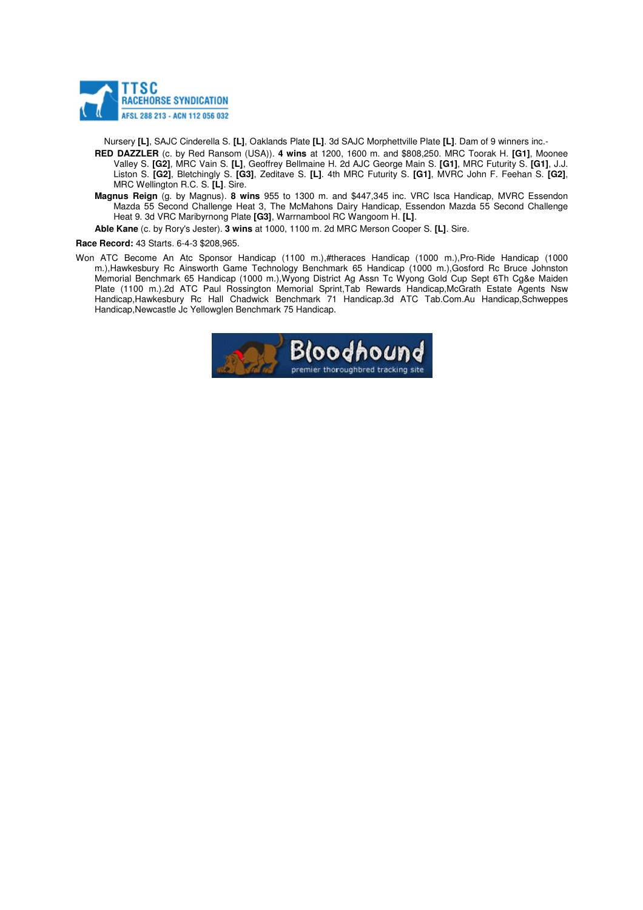Nursery **[L]**, SAJC Cinderella S. **[L]**, Oaklands Plate **[L]**. 3d SAJC Morphettville Plate **[L]**. Dam of 9 winners inc.-

**RED DAZZLER** (c. by Red Ransom (USA)). **4 wins** at 1200, 1600 m. and $808,250. MRC Toorak H. **[G1]**, Moonee Valley S. **[G2]**, MRC Vain S. **[L]**, Geoffrey Bellmaine H. 2d AJC George Main S. **[G1]**, MRC Futurity S. **[G1]**, J.J. Liston S. **[G2]**, Bletchingly S. **[G3]**, Zeditave S. **[L]**. 4th MRC Futurity S. **[G1]**, MVRC John F. Feehan S. **[G2]**, MRC Wellington R.C. S. **[L]**. Sire.

**Magnus Reign** (g. by Magnus). **8 wins** 955 to 1300 m. and $447,345 inc. VRC Isca Handicap, MVRC Essendon Mazda 55 Second Challenge Heat 3, The McMahons Dairy Handicap, Essendon Mazda 55 Second Challenge Heat 9. 3d VRC Maribyrnong Plate **[G3]**, Warrnambool RC Wangoom H. **[L]**.

**Able Kane** (c. by Rory's Jester). **3 wins** at 1000, 1100 m. 2d MRC Merson Cooper S. **[L]**. Sire.

**Race Record:** 43 Starts. 6-4-3 $208,965.

Won ATC Become An Atc Sponsor Handicap (1100 m.),#theraces Handicap (1000 m.),Pro-Ride Handicap (1000 m.),Hawkesbury Rc Ainsworth Game Technology Benchmark 65 Handicap (1000 m.),Gosford Rc Bruce Johnston Memorial Benchmark 65 Handicap (1000 m.),Wyong District Ag Assn Tc Wyong Gold Cup Sept 6Th Cg&e Maiden Plate (1100 m.).2d ATC Paul Rossington Memorial Sprint,Tab Rewards Handicap,McGrath Estate Agents Nsw Handicap,Hawkesbury Rc Hall Chadwick Benchmark 71 Handicap.3d ATC Tab.Com.Au Handicap,Schweppes Handicap,Newcastle Jc Yellowglen Benchmark 75 Handicap.